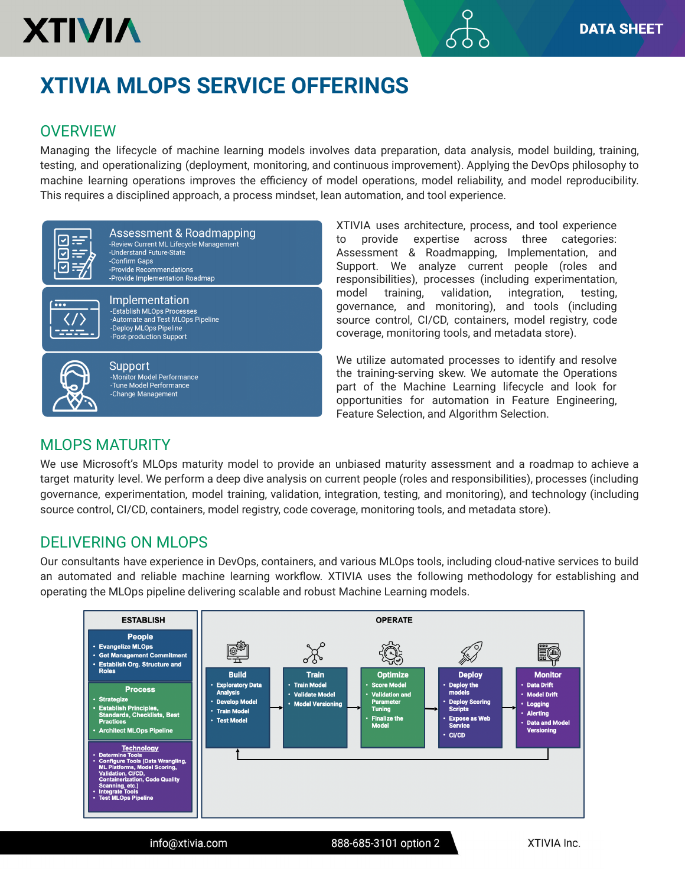# XTIVIA MLOPS SERVICE OFFERINGS

## OVERVIEW

Managing the lifecycle of machine learning models involves data preparation, data analysis, model building, training, testing, and operationalizing (deployment, monitoring, and continuous improvement). Applying the DevOps philosophy to machine learning operations improves the efficiency of model operations, model reliability, and model reproducibility. This requires a disciplined approach, a process mindset, lean automation, and tool experience.

**Assessment & Roadmapping**
- Review Current ML Lifecycle Management
- Understand Future-State
- Confirm Gaps
- Provide Recommendations
- Provide Implementation Roadmap

**Implementation**
- Establish MLOps Processes
- Automate and Test MLOps Pipeline
- Deploy MLOps Pipeline
- Post-production Support

**Support**
- Monitor Model Performance
- Tune Model Performance
- Change Management

XTIVIA uses architecture, process, and tool experience to provide expertise across three categories: Assessment & Roadmapping, Implementation, and Support. We analyze current people (roles and responsibilities), processes (including experimentation, model training, validation, integration, testing, governance, and monitoring), and tools (including source control, CI/CD, containers, model registry, code coverage, monitoring tools, and metadata store).

We utilize automated processes to identify and resolve the training-serving skew. We automate the Operations part of the Machine Learning lifecycle and look for opportunities for automation in Feature Engineering, Feature Selection, and Algorithm Selection.

## MLOPS MATURITY

We use Microsoft's MLOps maturity model to provide an unbiased maturity assessment and a roadmap to achieve a target maturity level. We perform a deep dive analysis on current people (roles and responsibilities), processes (including governance, experimentation, model training, validation, integration, testing, and monitoring), and technology (including source control, CI/CD, containers, model registry, code coverage, monitoring tools, and metadata store).

## DELIVERING ON MLOPS

Our consultants have experience in DevOps, containers, and various MLOps tools, including cloud-native services to build an automated and reliable machine learning workflow. XTIVIA uses the following methodology for establishing and operating the MLOps pipeline delivering scalable and robust Machine Learning models.

**ESTABLISH**

**People**
- Evangelize MLOps
- Get Management Commitment
- Establish Org. Structure and Roles

**Process**
- Strategize
- Establish Principles, Standards, Checklists, Best Practices
- Architect MLOps Pipeline

**Technology**
- Determine Tools
- Configure Tools (Data Wrangling, ML Platforms, Model Scoring, Validation, CI/CD, Containerization, Code Quality Scanning, etc.)
- Integrate Tools
- Test MLOps Pipeline

**OPERATE**

**Build**
- Exploratory Data Analysis
- Develop Model
- Train Model
- Test Model

**Train**
- Train Model
- Validate Model
- Model Versioning

**Optimize**
- Score Model
- Validation and Parameter Tuning
- Finalize the Model

**Deploy**
- Deploy the models
- Deploy Scoring Scripts
- Expose as Web Service
- CI/CD

**Monitor**
- Data Drift
- Model Drift
- Logging
- Alerting
- Data and Model Versioning

info@xtivia.com | 888-685-3101 option 2 | XTIVIA Inc.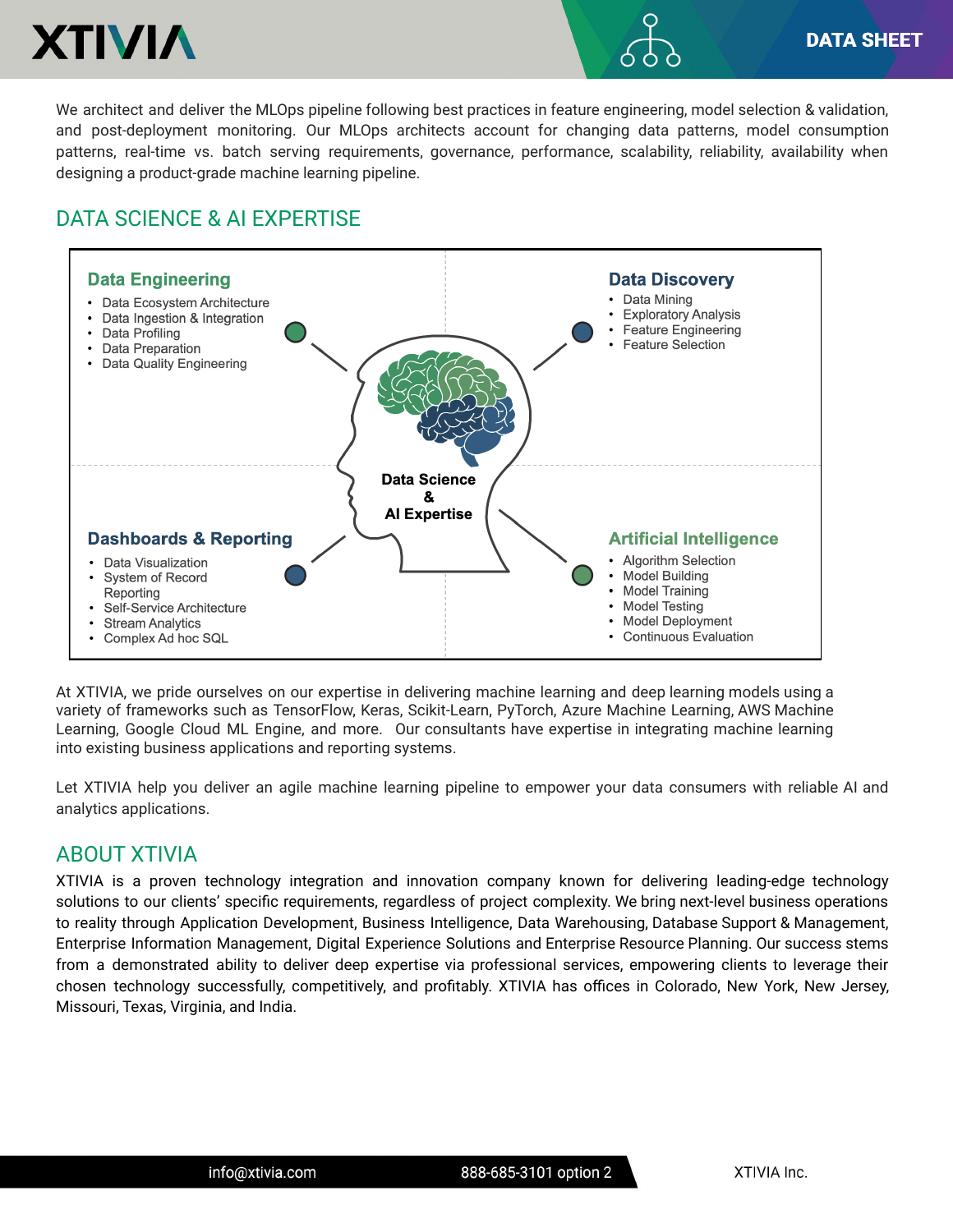We architect and deliver the MLOps pipeline following best practices in feature engineering, model selection & validation, and post-deployment monitoring. Our MLOps architects account for changing data patterns, model consumption patterns, real-time vs. batch serving requirements, governance, performance, scalability, reliability, availability when designing a product-grade machine learning pipeline.

## DATA SCIENCE & AI EXPERTISE

### Data Engineering

- Data Ecosystem Architecture
- Data Ingestion & Integration
- Data Profiling
- Data Preparation
- Data Quality Engineering

### Data Discovery

- Data Mining
- Exploratory Analysis
- Feature Engineering
- Feature Selection

**Data Science & AI Expertise**

### Dashboards & Reporting

- Data Visualization
- System of Record Reporting
- Self-Service Architecture
- Stream Analytics
- Complex Ad hoc SQL

### Artificial Intelligence

- Algorithm Selection
- Model Building
- Model Training
- Model Testing
- Model Deployment
- Continuous Evaluation

At XTIVIA, we pride ourselves on our expertise in delivering machine learning and deep learning models using a variety of frameworks such as TensorFlow, Keras, Scikit-Learn, PyTorch, Azure Machine Learning, AWS Machine Learning, Google Cloud ML Engine, and more. Our consultants have expertise in integrating machine learning into existing business applications and reporting systems.

Let XTIVIA help you deliver an agile machine learning pipeline to empower your data consumers with reliable AI and analytics applications.

## ABOUT XTIVIA

XTIVIA is a proven technology integration and innovation company known for delivering leading-edge technology solutions to our clients' specific requirements, regardless of project complexity. We bring next-level business operations to reality through Application Development, Business Intelligence, Data Warehousing, Database Support & Management, Enterprise Information Management, Digital Experience Solutions and Enterprise Resource Planning. Our success stems from a demonstrated ability to deliver deep expertise via professional services, empowering clients to leverage their chosen technology successfully, competitively, and profitably. XTIVIA has offices in Colorado, New York, New Jersey, Missouri, Texas, Virginia, and India.

info@xtivia.com | 888-685-3101 option 2 | XTIVIA Inc.